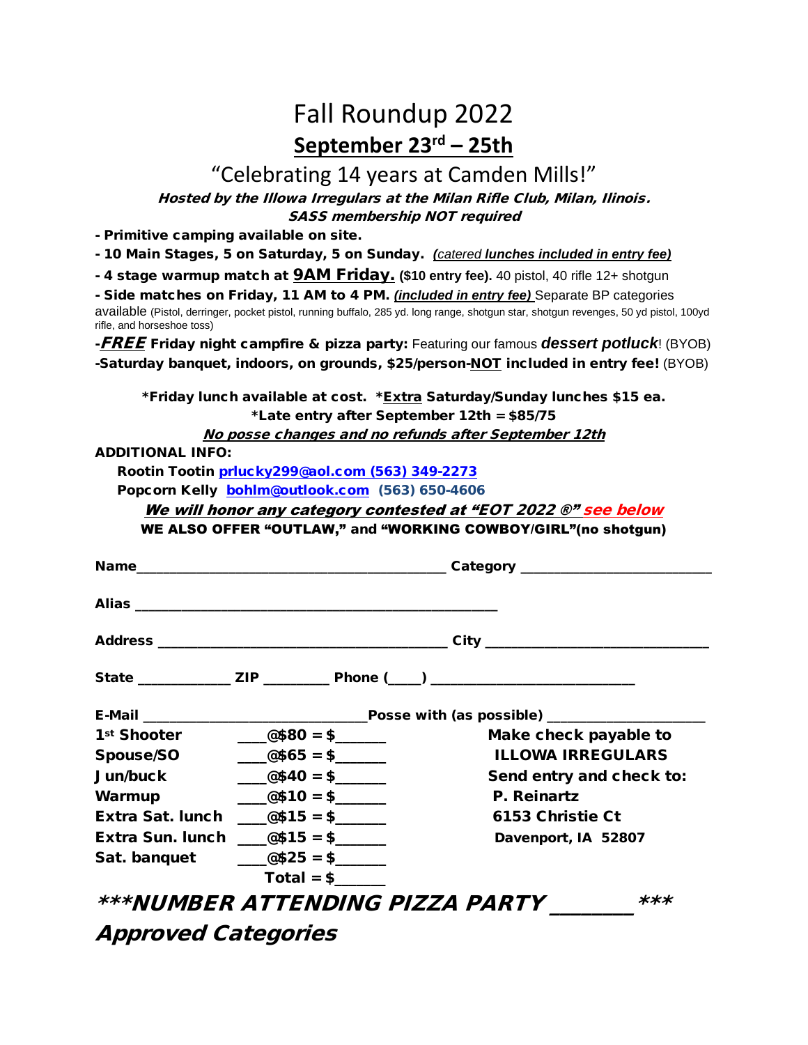# Fall Roundup 2022

## **September 23rd – 25th**

### "Celebrating 14 years at Camden Mills!"

***Hosted by the Illowa Irregulars at the Milan Rifle Club, Milan, Ilinois.***

***SASS membership NOT required***

**- Primitive camping available on site.**

**- 10 Main Stages, 5 on Saturday, 5 on Sunday.** *(catered **lunches included in entry fee)***

**- 4 stage warmup match at 9AM Friday. ($10 entry fee).** 40 pistol, 40 rifle 12+ shotgun

**- Side matches on Friday, 11 AM to 4 PM.** ***(included in entry fee)*** Separate BP categories available (Pistol, derringer, pocket pistol, running buffalo, 285 yd. long range, shotgun star, shotgun revenges, 50 yd pistol, 100yd rifle, and horseshoe toss)

**-*FREE* Friday night campfire & pizza party:** Featuring our famous ***dessert potluck***! (BYOB)

**-Saturday banquet, indoors, on grounds, $25/person-NOT included in entry fee!** (BYOB)

**\*Friday lunch available at cost. \*Extra Saturday/Sunday lunches $15 ea.**

**\*Late entry after September 12th = $85/75**

***No posse changes and no refunds after September 12th***

**ADDITIONAL INFO:**

**Rootin Tootin prlucky299@aol.com (563) 349-2273**

**Popcorn Kelly bohlm@outlook.com (563) 650-4606**

***We will honor any category contested at "EOT 2022 ®" see below***

**WE ALSO OFFER "OUTLAW," and "WORKING COWBOY/GIRL"(no shotgun)**

**Name**\_\_\_\_\_\_\_\_\_\_\_\_\_\_\_\_\_\_\_\_\_\_\_\_\_\_\_\_\_\_\_\_\_\_\_\_\_\_\_\_ **Category** \_\_\_\_\_\_\_\_\_\_\_\_\_\_\_\_\_\_\_\_\_\_\_\_\_

**Alias** \_\_\_\_\_\_\_\_\_\_\_\_\_\_\_\_\_\_\_\_\_\_\_\_\_\_\_\_\_\_\_\_\_\_\_\_\_\_\_\_\_\_\_\_\_\_\_\_

**Address** \_\_\_\_\_\_\_\_\_\_\_\_\_\_\_\_\_\_\_\_\_\_\_\_\_\_\_\_\_\_\_\_\_\_\_\_\_\_ **City** \_\_\_\_\_\_\_\_\_\_\_\_\_\_\_\_\_\_\_\_\_\_\_\_\_\_\_\_\_\_

**State** \_\_\_\_\_\_\_\_\_\_\_\_ **ZIP** \_\_\_\_\_\_\_\_\_ **Phone (\_\_\_\_)** \_\_\_\_\_\_\_\_\_\_\_\_\_\_\_\_\_\_\_\_\_\_\_\_\_\_\_

**E-Mail** \_\_\_\_\_\_\_\_\_\_\_\_\_\_\_\_\_\_\_\_\_\_\_\_\_\_\_\_\_\_**Posse with (as possible)** \_\_\_\_\_\_\_\_\_\_\_\_\_\_\_\_\_\_\_\_

| | | |
|---|---|---|
| **1st Shooter** | \_\_\_\_@$80 = $\_\_\_\_\_\_ | **Make check payable to** |
| **Spouse/SO** | \_\_\_\_@$65 = $\_\_\_\_\_\_ | **ILLOWA IRREGULARS** |
| **Jun/buck** | \_\_\_\_@$40 = $\_\_\_\_\_\_ | **Send entry and check to:** |
| **Warmup** | \_\_\_\_@$10 = $\_\_\_\_\_\_ | **P. Reinartz** |
| **Extra Sat. lunch** | \_\_\_\_@$15 = $\_\_\_\_\_\_ | **6153 Christie Ct** |
| **Extra Sun. lunch** | \_\_\_\_@$15 = $\_\_\_\_\_\_ | **Davenport, IA 52807** |
| **Sat. banquet** | \_\_\_\_@$25 = $\_\_\_\_\_\_ | |
| | **Total = $\_\_\_\_\_\_** | |

***\*\*\*NUMBER ATTENDING PIZZA PARTY \_\_\_\_\_\_\_\_ \*\*\****

## ***Approved Categories***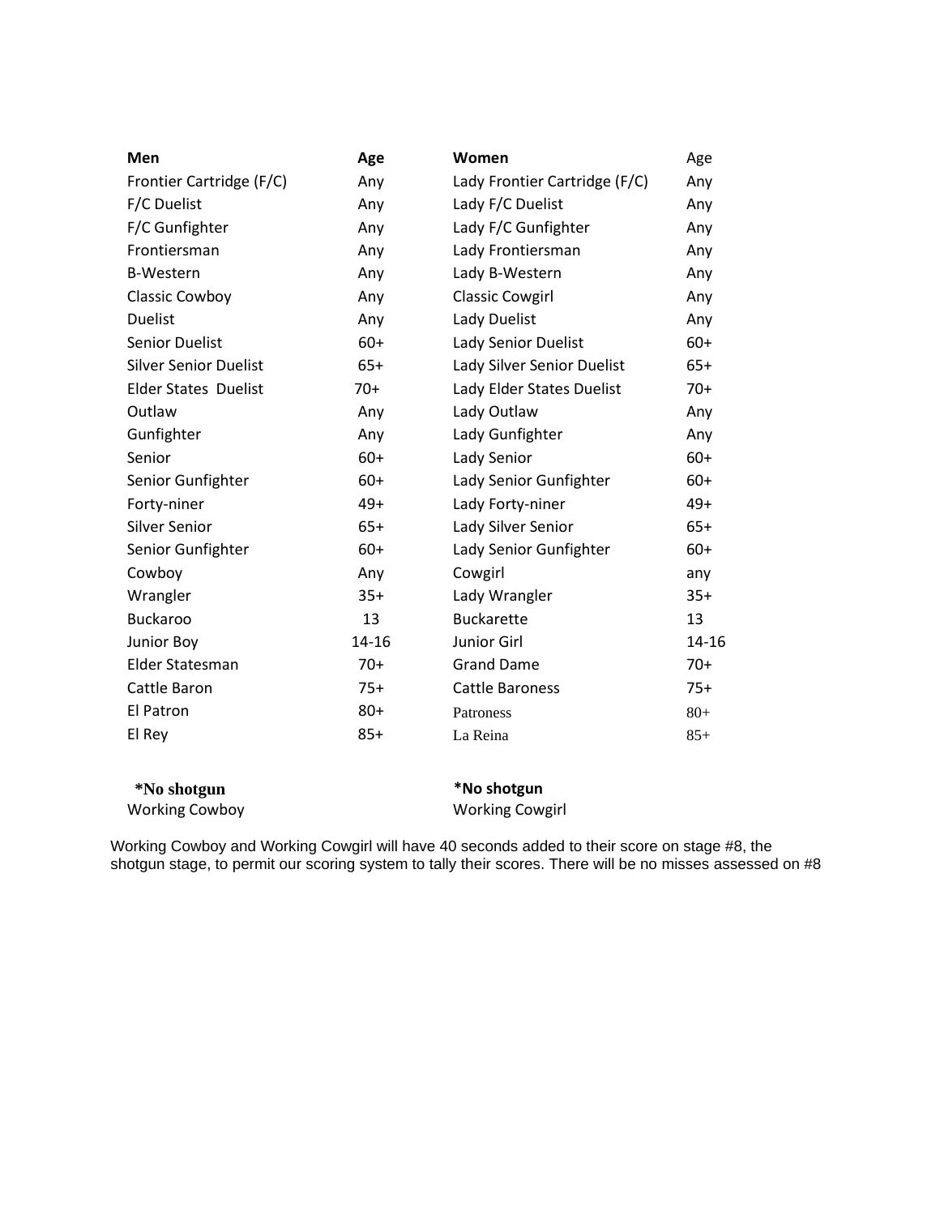| Men | Age | Women | Age |
|---|---|---|---|
| Frontier Cartridge (F/C) | Any | Lady Frontier Cartridge (F/C) | Any |
| F/C Duelist | Any | Lady F/C Duelist | Any |
| F/C Gunfighter | Any | Lady F/C Gunfighter | Any |
| Frontiersman | Any | Lady Frontiersman | Any |
| B-Western | Any | Lady B-Western | Any |
| Classic Cowboy | Any | Classic Cowgirl | Any |
| Duelist | Any | Lady Duelist | Any |
| Senior Duelist | 60+ | Lady Senior Duelist | 60+ |
| Silver Senior Duelist | 65+ | Lady Silver Senior Duelist | 65+ |
| Elder States Duelist | 70+ | Lady Elder States Duelist | 70+ |
| Outlaw | Any | Lady Outlaw | Any |
| Gunfighter | Any | Lady Gunfighter | Any |
| Senior | 60+ | Lady Senior | 60+ |
| Senior Gunfighter | 60+ | Lady Senior Gunfighter | 60+ |
| Forty-niner | 49+ | Lady Forty-niner | 49+ |
| Silver Senior | 65+ | Lady Silver Senior | 65+ |
| Senior Gunfighter | 60+ | Lady Senior Gunfighter | 60+ |
| Cowboy | Any | Cowgirl | any |
| Wrangler | 35+ | Lady Wrangler | 35+ |
| Buckaroo | 13 | Buckarette | 13 |
| Junior Boy | 14-16 | Junior Girl | 14-16 |
| Elder Statesman | 70+ | Grand Dame | 70+ |
| Cattle Baron | 75+ | Cattle Baroness | 75+ |
| El Patron | 80+ | Patroness | 80+ |
| El Rey | 85+ | La Reina | 85+ |

| *No shotgun | *No shotgun |
|---|---|
| Working Cowboy | Working Cowgirl |

Working Cowboy and Working Cowgirl will have 40 seconds added to their score on stage #8, the shotgun stage, to permit our scoring system to tally their scores. There will be no misses assessed on #8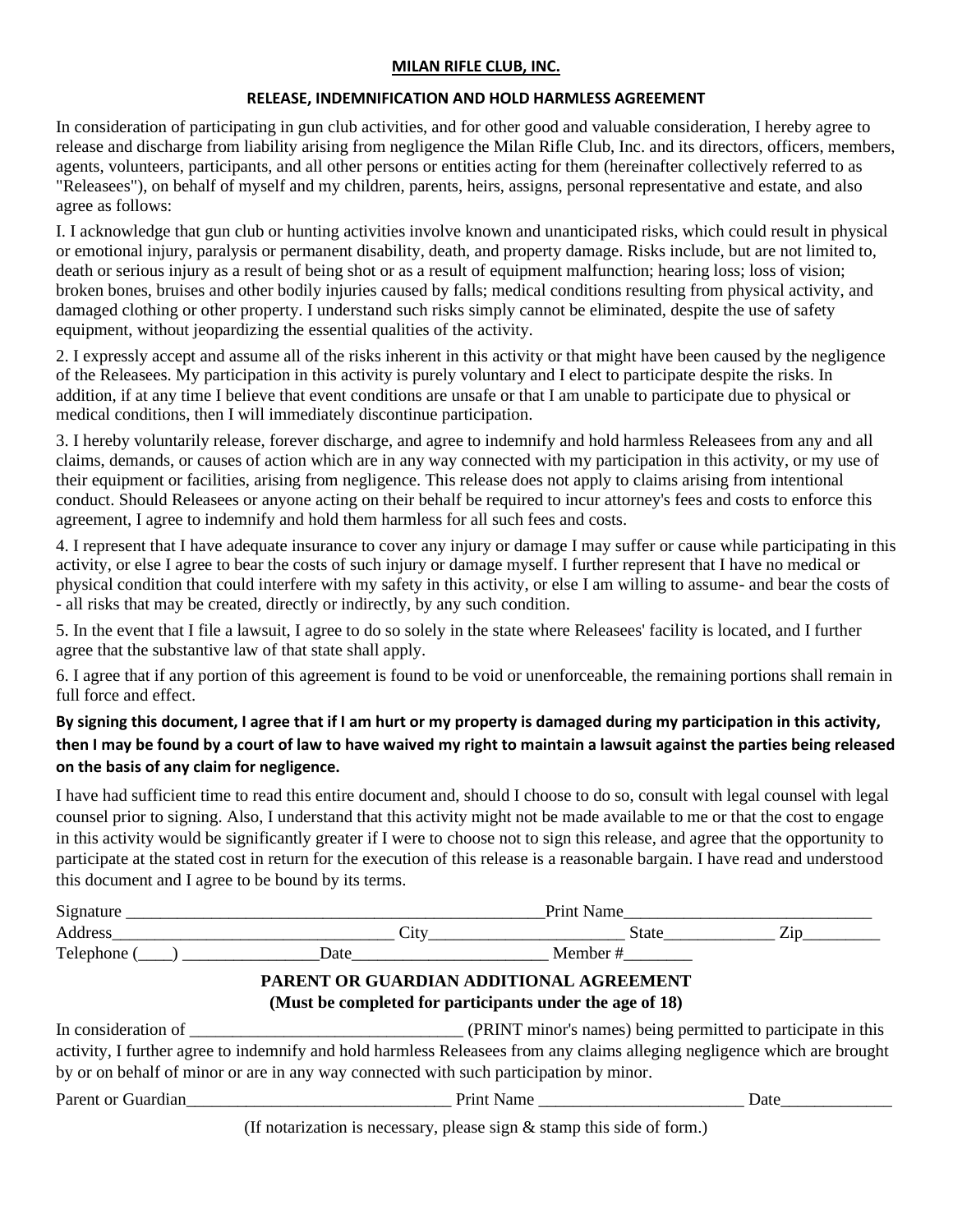**MILAN RIFLE CLUB, INC.**

**RELEASE, INDEMNIFICATION AND HOLD HARMLESS AGREEMENT**

In consideration of participating in gun club activities, and for other good and valuable consideration, I hereby agree to release and discharge from liability arising from negligence the Milan Rifle Club, Inc. and its directors, officers, members, agents, volunteers, participants, and all other persons or entities acting for them (hereinafter collectively referred to as "Releasees"), on behalf of myself and my children, parents, heirs, assigns, personal representative and estate, and also agree as follows:

I. I acknowledge that gun club or hunting activities involve known and unanticipated risks, which could result in physical or emotional injury, paralysis or permanent disability, death, and property damage. Risks include, but are not limited to, death or serious injury as a result of being shot or as a result of equipment malfunction; hearing loss; loss of vision; broken bones, bruises and other bodily injuries caused by falls; medical conditions resulting from physical activity, and damaged clothing or other property. I understand such risks simply cannot be eliminated, despite the use of safety equipment, without jeopardizing the essential qualities of the activity.

2. I expressly accept and assume all of the risks inherent in this activity or that might have been caused by the negligence of the Releasees. My participation in this activity is purely voluntary and I elect to participate despite the risks. In addition, if at any time I believe that event conditions are unsafe or that I am unable to participate due to physical or medical conditions, then I will immediately discontinue participation.

3. I hereby voluntarily release, forever discharge, and agree to indemnify and hold harmless Releasees from any and all claims, demands, or causes of action which are in any way connected with my participation in this activity, or my use of their equipment or facilities, arising from negligence. This release does not apply to claims arising from intentional conduct. Should Releasees or anyone acting on their behalf be required to incur attorney's fees and costs to enforce this agreement, I agree to indemnify and hold them harmless for all such fees and costs.

4. I represent that I have adequate insurance to cover any injury or damage I may suffer or cause while participating in this activity, or else I agree to bear the costs of such injury or damage myself. I further represent that I have no medical or physical condition that could interfere with my safety in this activity, or else I am willing to assume- and bear the costs of - all risks that may be created, directly or indirectly, by any such condition.

5. In the event that I file a lawsuit, I agree to do so solely in the state where Releasees' facility is located, and I further agree that the substantive law of that state shall apply.

6. I agree that if any portion of this agreement is found to be void or unenforceable, the remaining portions shall remain in full force and effect.

**By signing this document, I agree that if I am hurt or my property is damaged during my participation in this activity, then I may be found by a court of law to have waived my right to maintain a lawsuit against the parties being released on the basis of any claim for negligence.**

I have had sufficient time to read this entire document and, should I choose to do so, consult with legal counsel with legal counsel prior to signing. Also, I understand that this activity might not be made available to me or that the cost to engage in this activity would be significantly greater if I were to choose not to sign this release, and agree that the opportunity to participate at the stated cost in return for the execution of this release is a reasonable bargain. I have read and understood this document and I agree to be bound by its terms.

Signature ___________________________________________________Print Name_____________________________

Address_________________________________ City______________________ State_____________ Zip_________

Telephone (____) ________________Date_______________________ Member #________

**PARENT OR GUARDIAN ADDITIONAL AGREEMENT**
**(Must be completed for participants under the age of 18)**

In consideration of ________________________________ (PRINT minor's names) being permitted to participate in this activity, I further agree to indemnify and hold harmless Releasees from any claims alleging negligence which are brought by or on behalf of minor or are in any way connected with such participation by minor.

Parent or Guardian_______________________________ Print Name ________________________ Date_____________

(If notarization is necessary, please sign & stamp this side of form.)